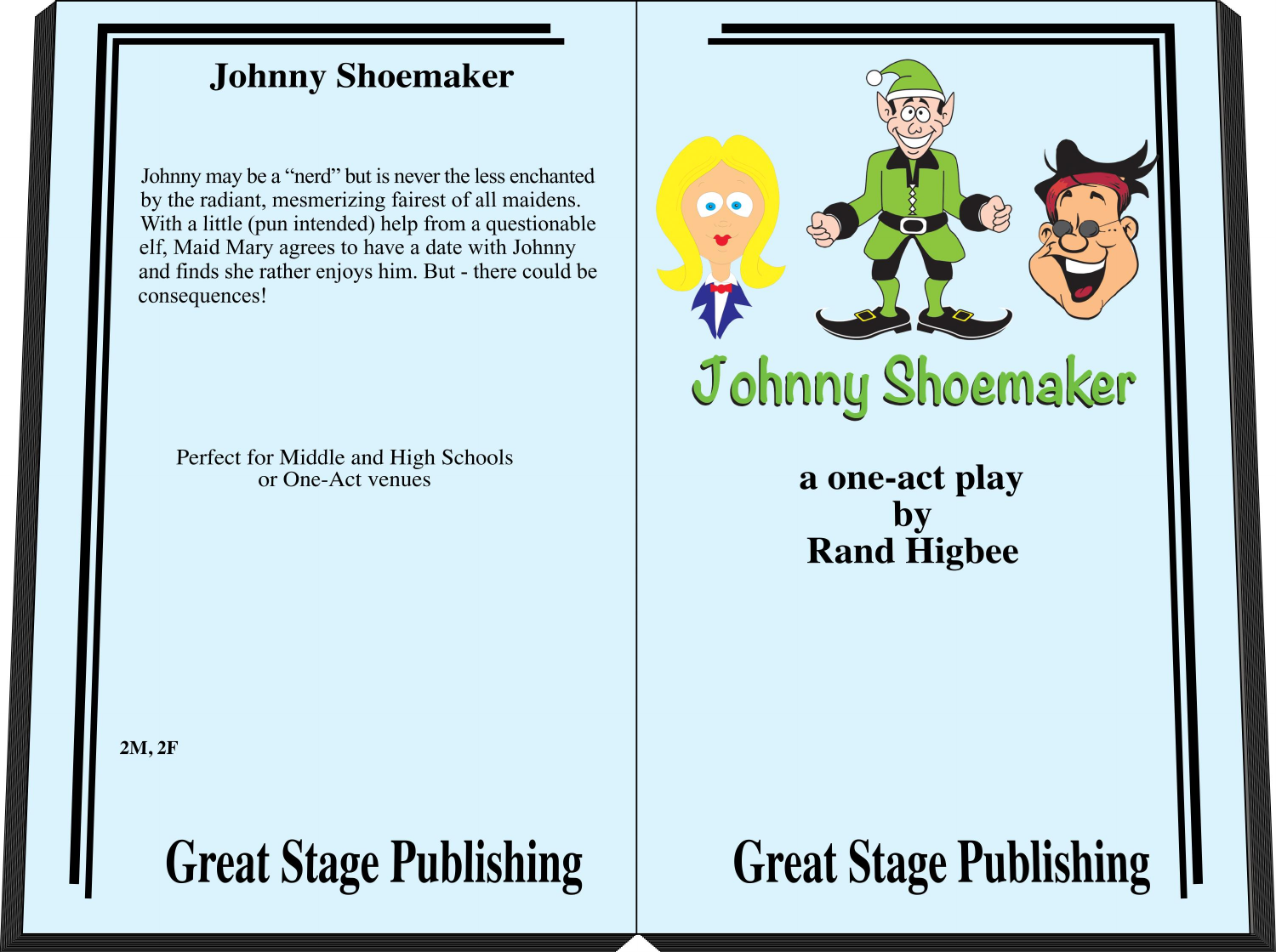# Johnny Shoemaker

Johnny may be a “nerd” but is never the less enchanted by the radiant, mesmerizing fairest of all maidens. With a little (pun intended) help from a questionable elf, Maid Mary agrees to have a date with Johnny and finds she rather enjoys him. But - there could be consequences!

Perfect for Middle and High Schools
or One-Act venues

**2M, 2F**

**Great Stage Publishing**

# Johnny Shoemaker

**a one-act play**
**by**
**Rand Higbee**

**Great Stage Publishing**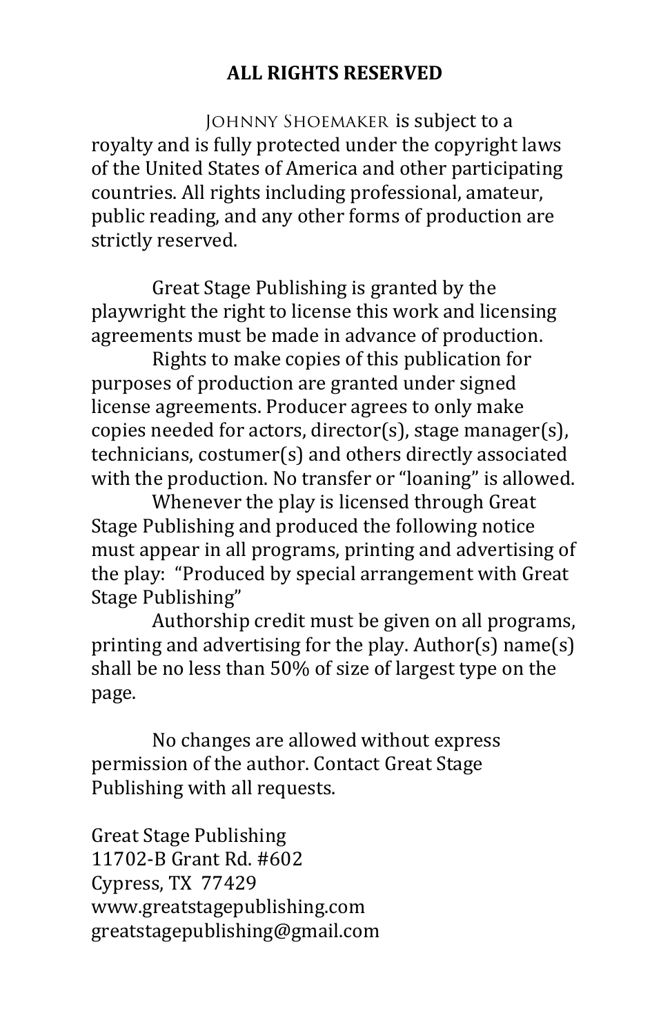**ALL RIGHTS RESERVED**

JOHNNY SHOEMAKER is subject to a royalty and is fully protected under the copyright laws of the United States of America and other participating countries. All rights including professional, amateur, public reading, and any other forms of production are strictly reserved.

Great Stage Publishing is granted by the playwright the right to license this work and licensing agreements must be made in advance of production.

Rights to make copies of this publication for purposes of production are granted under signed license agreements. Producer agrees to only make copies needed for actors, director(s), stage manager(s), technicians, costumer(s) and others directly associated with the production. No transfer or "loaning" is allowed.

Whenever the play is licensed through Great Stage Publishing and produced the following notice must appear in all programs, printing and advertising of the play: "Produced by special arrangement with Great Stage Publishing"

Authorship credit must be given on all programs, printing and advertising for the play. Author(s) name(s) shall be no less than 50% of size of largest type on the page.

No changes are allowed without express permission of the author. Contact Great Stage Publishing with all requests.

Great Stage Publishing
11702-B Grant Rd. #602
Cypress, TX 77429
www.greatstagepublishing.com
greatstagepublishing@gmail.com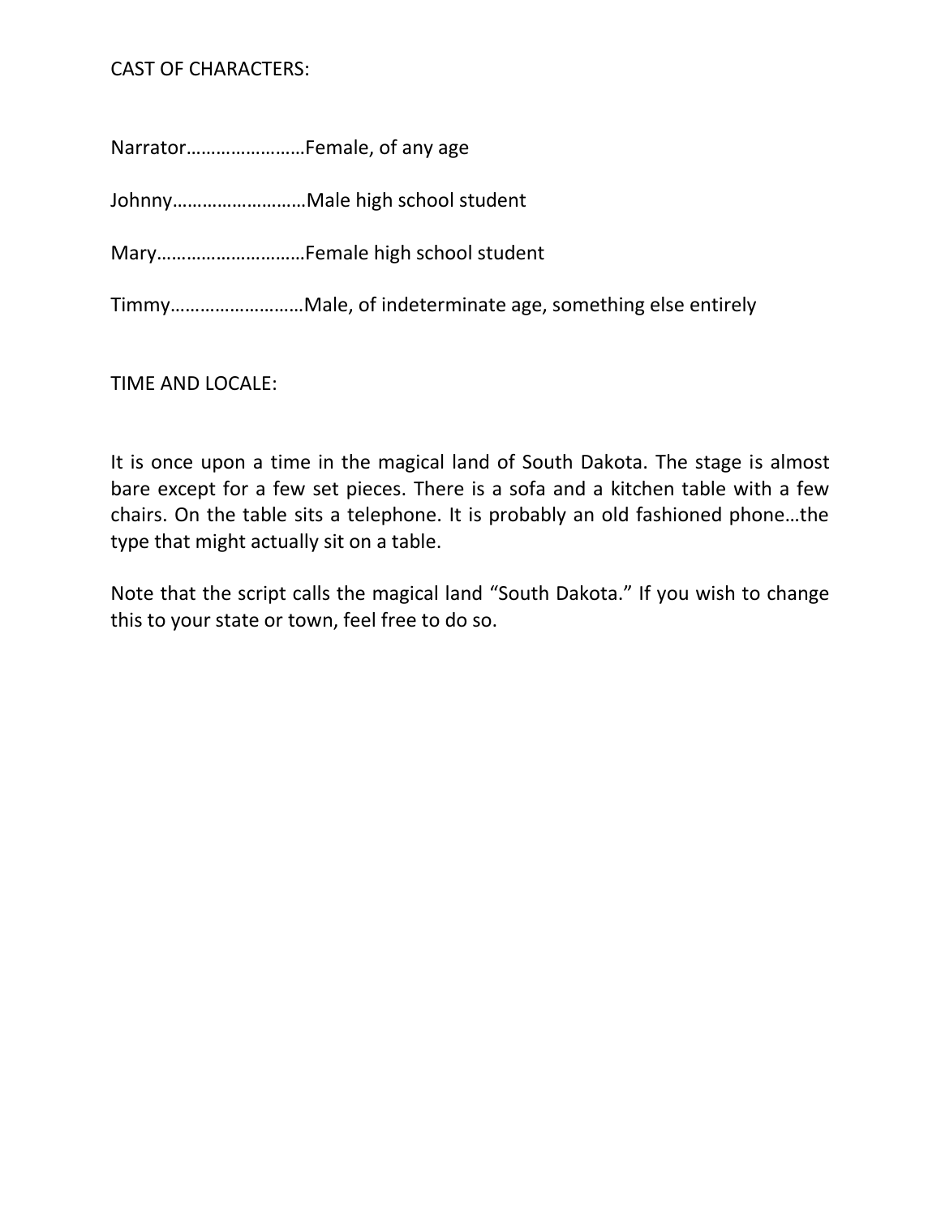CAST OF CHARACTERS:

Narrator……………………Female, of any age

Johnny………………………Male high school student

Mary…………………………Female high school student

Timmy………………………Male, of indeterminate age, something else entirely

TIME AND LOCALE:

It is once upon a time in the magical land of South Dakota. The stage is almost bare except for a few set pieces. There is a sofa and a kitchen table with a few chairs. On the table sits a telephone. It is probably an old fashioned phone…the type that might actually sit on a table.

Note that the script calls the magical land "South Dakota." If you wish to change this to your state or town, feel free to do so.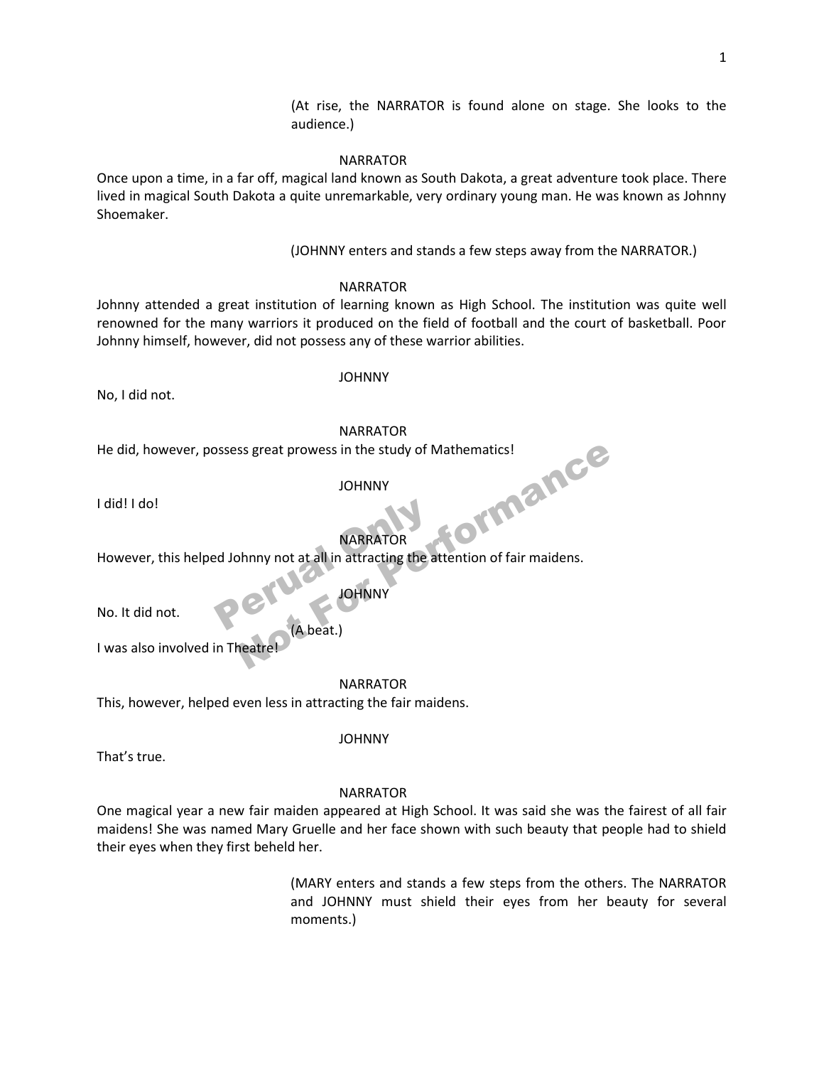(At rise, the NARRATOR is found alone on stage. She looks to the audience.)

NARRATOR

Once upon a time, in a far off, magical land known as South Dakota, a great adventure took place. There lived in magical South Dakota a quite unremarkable, very ordinary young man. He was known as Johnny Shoemaker.

(JOHNNY enters and stands a few steps away from the NARRATOR.)

NARRATOR

Johnny attended a great institution of learning known as High School. The institution was quite well renowned for the many warriors it produced on the field of football and the court of basketball. Poor Johnny himself, however, did not possess any of these warrior abilities.

JOHNNY

No, I did not.

NARRATOR

He did, however, possess great prowess in the study of Mathematics!

JOHNNY

I did! I do!

NARRATOR

However, this helped Johnny not at all in attracting the attention of fair maidens.

JOHNNY

No. It did not.

(A beat.)

I was also involved in Theatre!

NARRATOR

This, however, helped even less in attracting the fair maidens.

JOHNNY

That's true.

NARRATOR

One magical year a new fair maiden appeared at High School. It was said she was the fairest of all fair maidens! She was named Mary Gruelle and her face shown with such beauty that people had to shield their eyes when they first beheld her.

(MARY enters and stands a few steps from the others. The NARRATOR and JOHNNY must shield their eyes from her beauty for several moments.)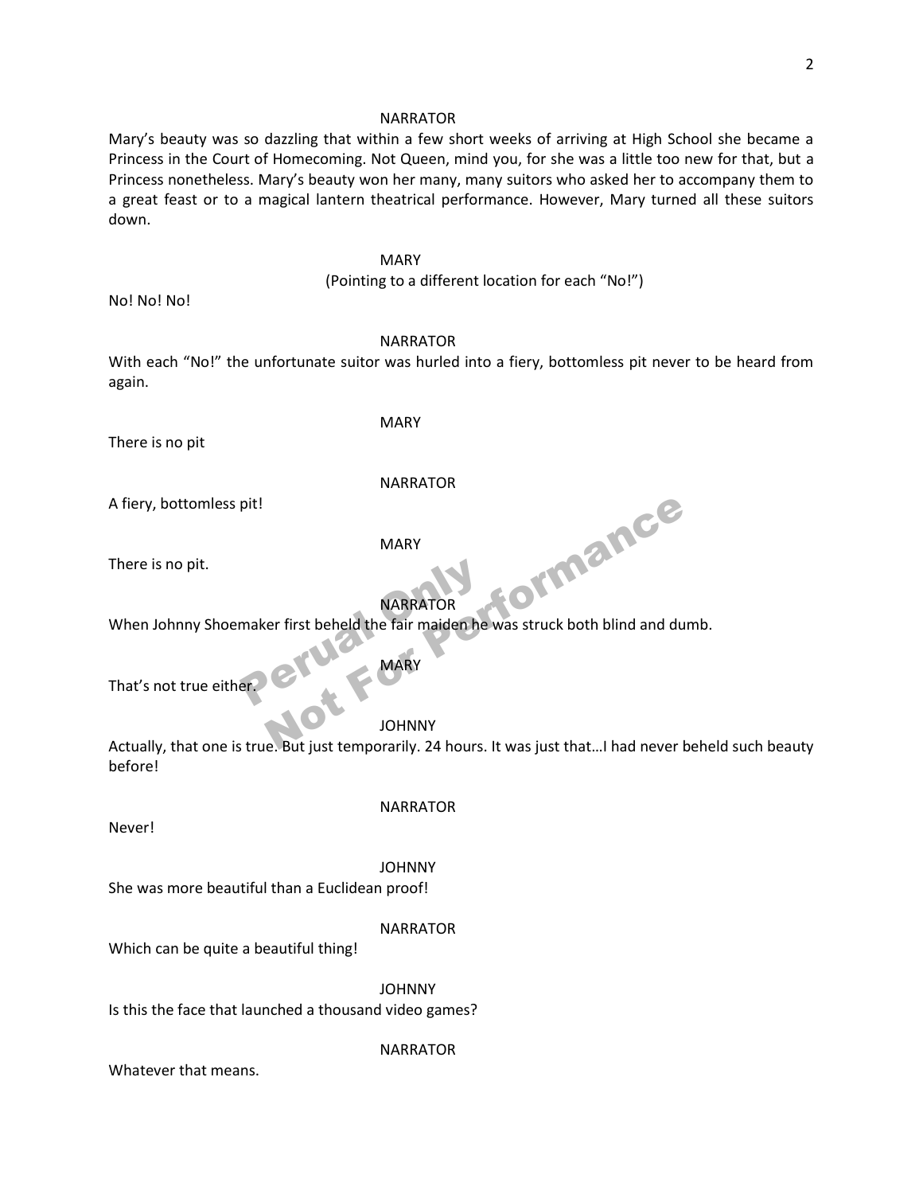NARRATOR

Mary's beauty was so dazzling that within a few short weeks of arriving at High School she became a Princess in the Court of Homecoming. Not Queen, mind you, for she was a little too new for that, but a Princess nonetheless. Mary's beauty won her many, many suitors who asked her to accompany them to a great feast or to a magical lantern theatrical performance. However, Mary turned all these suitors down.

MARY

(Pointing to a different location for each "No!")

No! No! No!

NARRATOR

With each "No!" the unfortunate suitor was hurled into a fiery, bottomless pit never to be heard from again.

MARY

There is no pit

NARRATOR

A fiery, bottomless pit!

MARY

There is no pit.

NARRATOR

When Johnny Shoemaker first beheld the fair maiden he was struck both blind and dumb.

MARY

That's not true either.

JOHNNY

Actually, that one is true. But just temporarily. 24 hours. It was just that…I had never beheld such beauty before!

NARRATOR

Never!

JOHNNY

She was more beautiful than a Euclidean proof!

NARRATOR

Which can be quite a beautiful thing!

JOHNNY

Is this the face that launched a thousand video games?

NARRATOR

Whatever that means.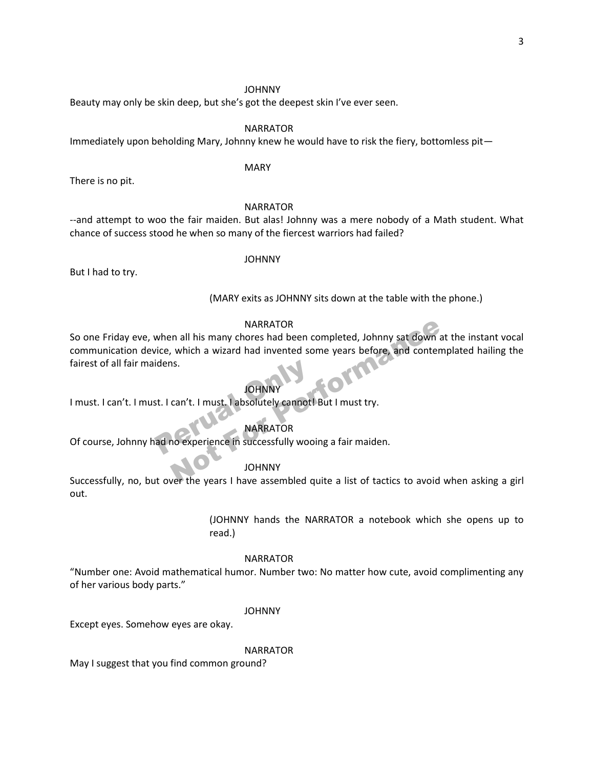JOHNNY

Beauty may only be skin deep, but she's got the deepest skin I've ever seen.

NARRATOR

Immediately upon beholding Mary, Johnny knew he would have to risk the fiery, bottomless pit—

MARY

There is no pit.

NARRATOR

--and attempt to woo the fair maiden. But alas! Johnny was a mere nobody of a Math student. What chance of success stood he when so many of the fiercest warriors had failed?

JOHNNY

But I had to try.

(MARY exits as JOHNNY sits down at the table with the phone.)

NARRATOR

So one Friday eve, when all his many chores had been completed, Johnny sat down at the instant vocal communication device, which a wizard had invented some years before, and contemplated hailing the fairest of all fair maidens.

JOHNNY

I must. I can't. I must. I can't. I must. I absolutely cannot! But I must try.

NARRATOR

Of course, Johnny had no experience in successfully wooing a fair maiden.

JOHNNY

Successfully, no, but over the years I have assembled quite a list of tactics to avoid when asking a girl out.

(JOHNNY hands the NARRATOR a notebook which she opens up to read.)

NARRATOR

"Number one: Avoid mathematical humor. Number two: No matter how cute, avoid complimenting any of her various body parts."

JOHNNY

Except eyes. Somehow eyes are okay.

NARRATOR

May I suggest that you find common ground?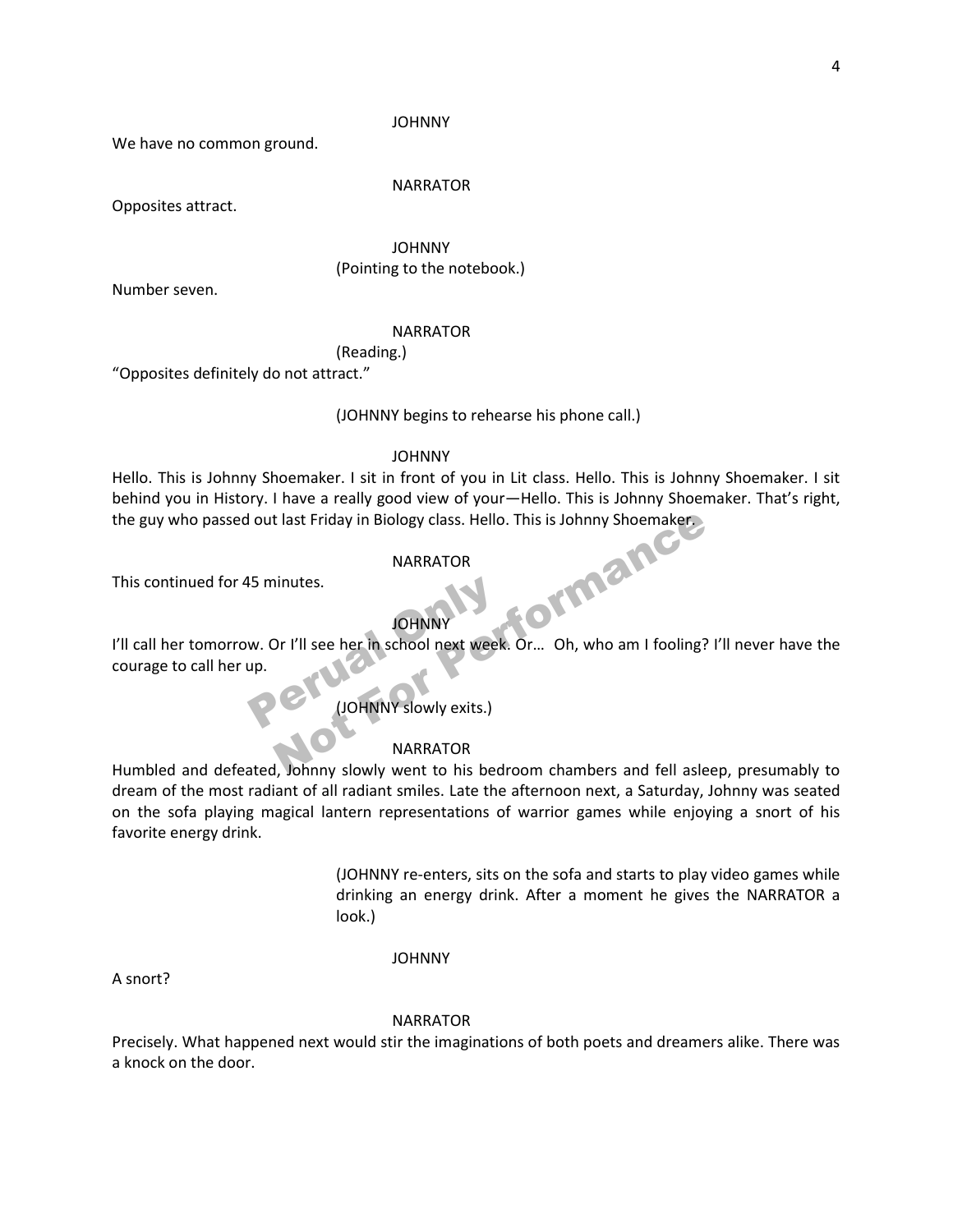JOHNNY

We have no common ground.

NARRATOR

Opposites attract.

JOHNNY
(Pointing to the notebook.)

Number seven.

NARRATOR
(Reading.)

"Opposites definitely do not attract."

(JOHNNY begins to rehearse his phone call.)

JOHNNY

Hello. This is Johnny Shoemaker. I sit in front of you in Lit class. Hello. This is Johnny Shoemaker. I sit behind you in History. I have a really good view of your—Hello. This is Johnny Shoemaker. That's right, the guy who passed out last Friday in Biology class. Hello. This is Johnny Shoemaker.

NARRATOR

This continued for 45 minutes.

JOHNNY

I'll call her tomorrow. Or I'll see her in school next week. Or... Oh, who am I fooling? I'll never have the courage to call her up.

(JOHNNY slowly exits.)

NARRATOR

Humbled and defeated, Johnny slowly went to his bedroom chambers and fell asleep, presumably to dream of the most radiant of all radiant smiles. Late the afternoon next, a Saturday, Johnny was seated on the sofa playing magical lantern representations of warrior games while enjoying a snort of his favorite energy drink.

(JOHNNY re-enters, sits on the sofa and starts to play video games while drinking an energy drink. After a moment he gives the NARRATOR a look.)

JOHNNY

A snort?

NARRATOR

Precisely. What happened next would stir the imaginations of both poets and dreamers alike. There was a knock on the door.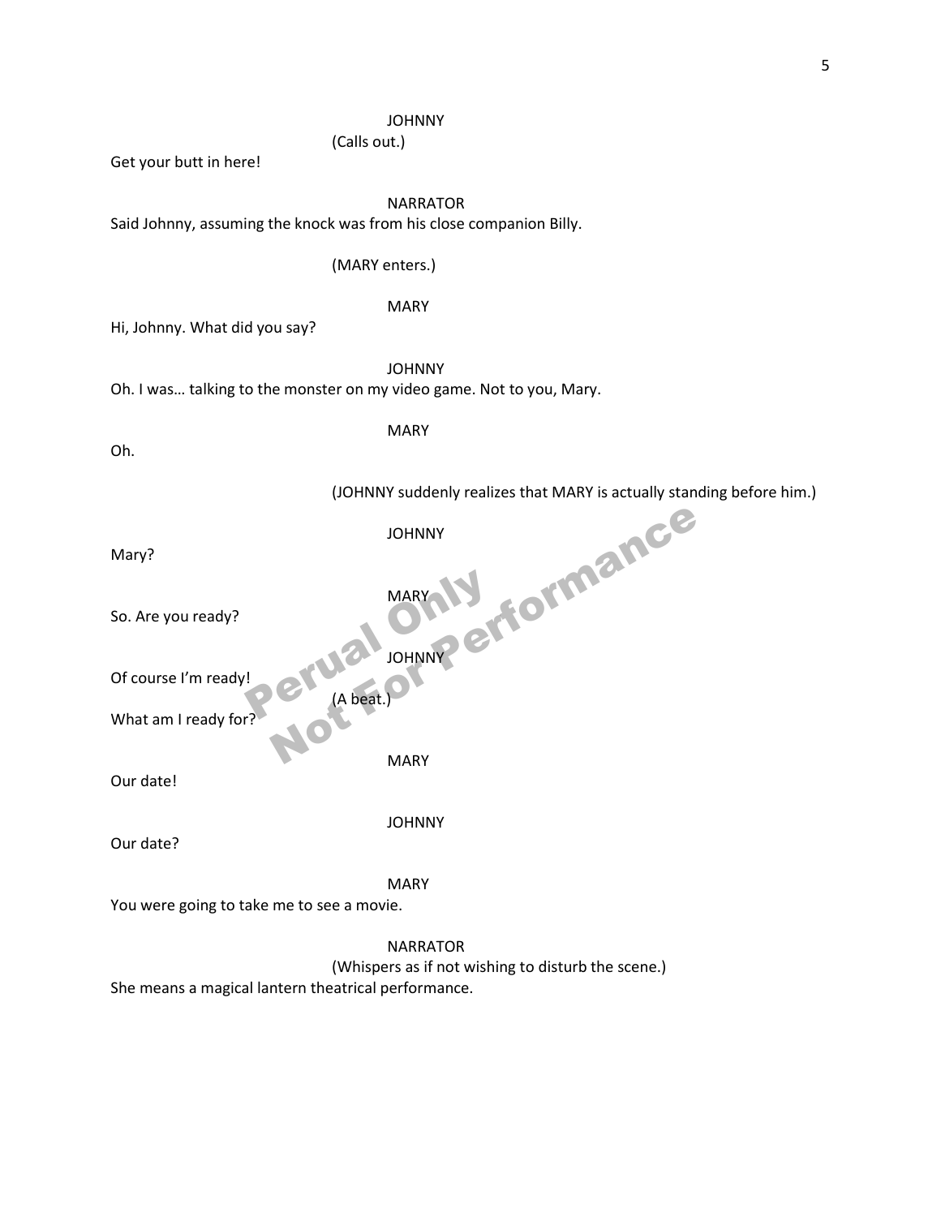JOHNNY

(Calls out.)

Get your butt in here!

NARRATOR

Said Johnny, assuming the knock was from his close companion Billy.

(MARY enters.)

MARY

Hi, Johnny. What did you say?

JOHNNY

Oh. I was… talking to the monster on my video game. Not to you, Mary.

MARY

Oh.

(JOHNNY suddenly realizes that MARY is actually standing before him.)

JOHNNY

Mary?

MARY

So. Are you ready?

JOHNNY

Of course I'm ready!

(A beat.)

What am I ready for?

MARY

Our date!

JOHNNY

Our date?

MARY

You were going to take me to see a movie.

NARRATOR

(Whispers as if not wishing to disturb the scene.)

She means a magical lantern theatrical performance.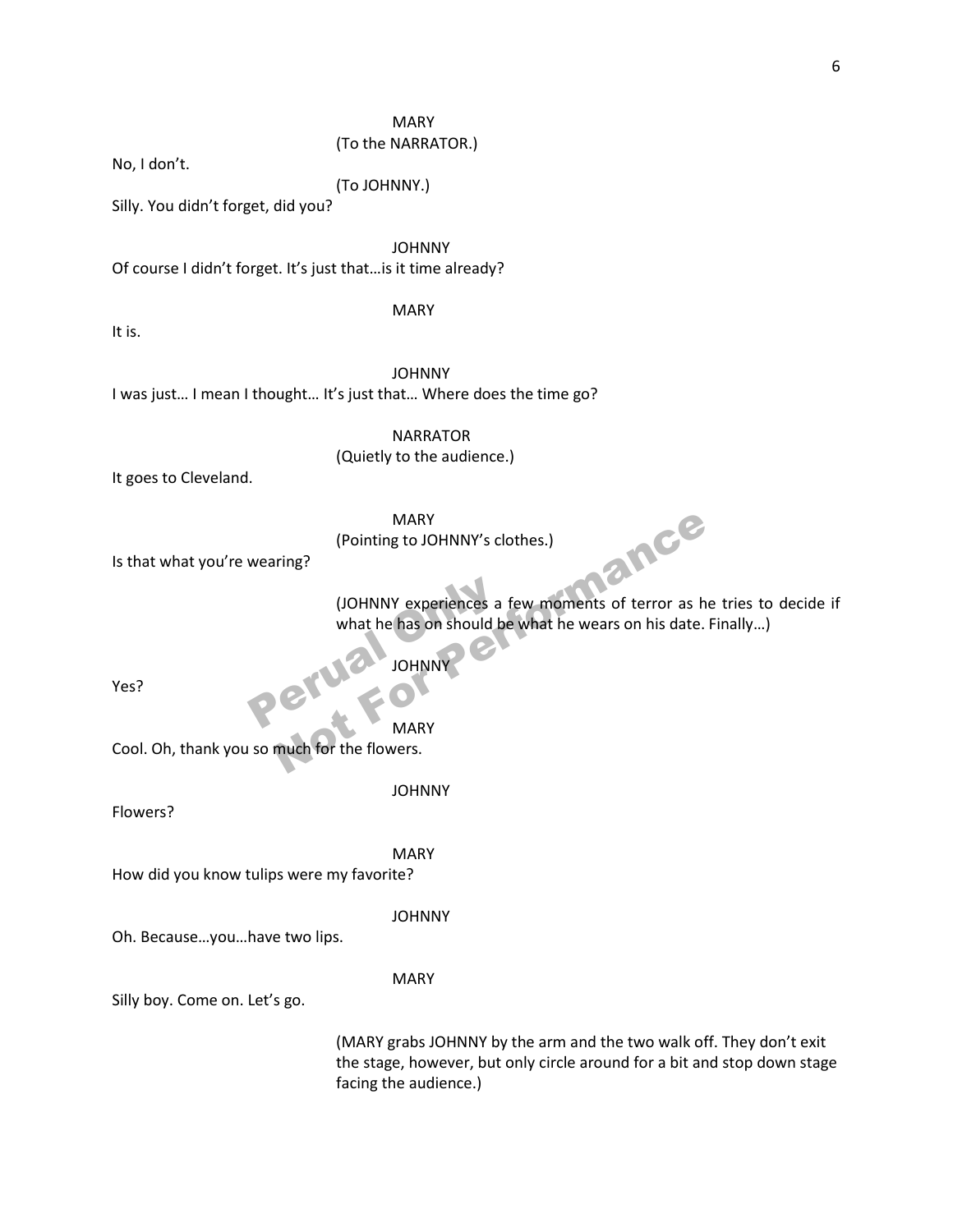MARY

(To the NARRATOR.)

No, I don't.

(To JOHNNY.)

Silly. You didn't forget, did you?

JOHNNY

Of course I didn't forget. It's just that…is it time already?

MARY

It is.

JOHNNY

I was just… I mean I thought… It's just that… Where does the time go?

NARRATOR

(Quietly to the audience.)

It goes to Cleveland.

MARY

(Pointing to JOHNNY's clothes.)

Is that what you're wearing?

(JOHNNY experiences a few moments of terror as he tries to decide if what he has on should be what he wears on his date. Finally…)

JOHNNY

Yes?

MARY

Cool. Oh, thank you so much for the flowers.

JOHNNY

Flowers?

MARY

How did you know tulips were my favorite?

JOHNNY

Oh. Because…you…have two lips.

MARY

Silly boy. Come on. Let's go.

(MARY grabs JOHNNY by the arm and the two walk off. They don't exit the stage, however, but only circle around for a bit and stop down stage facing the audience.)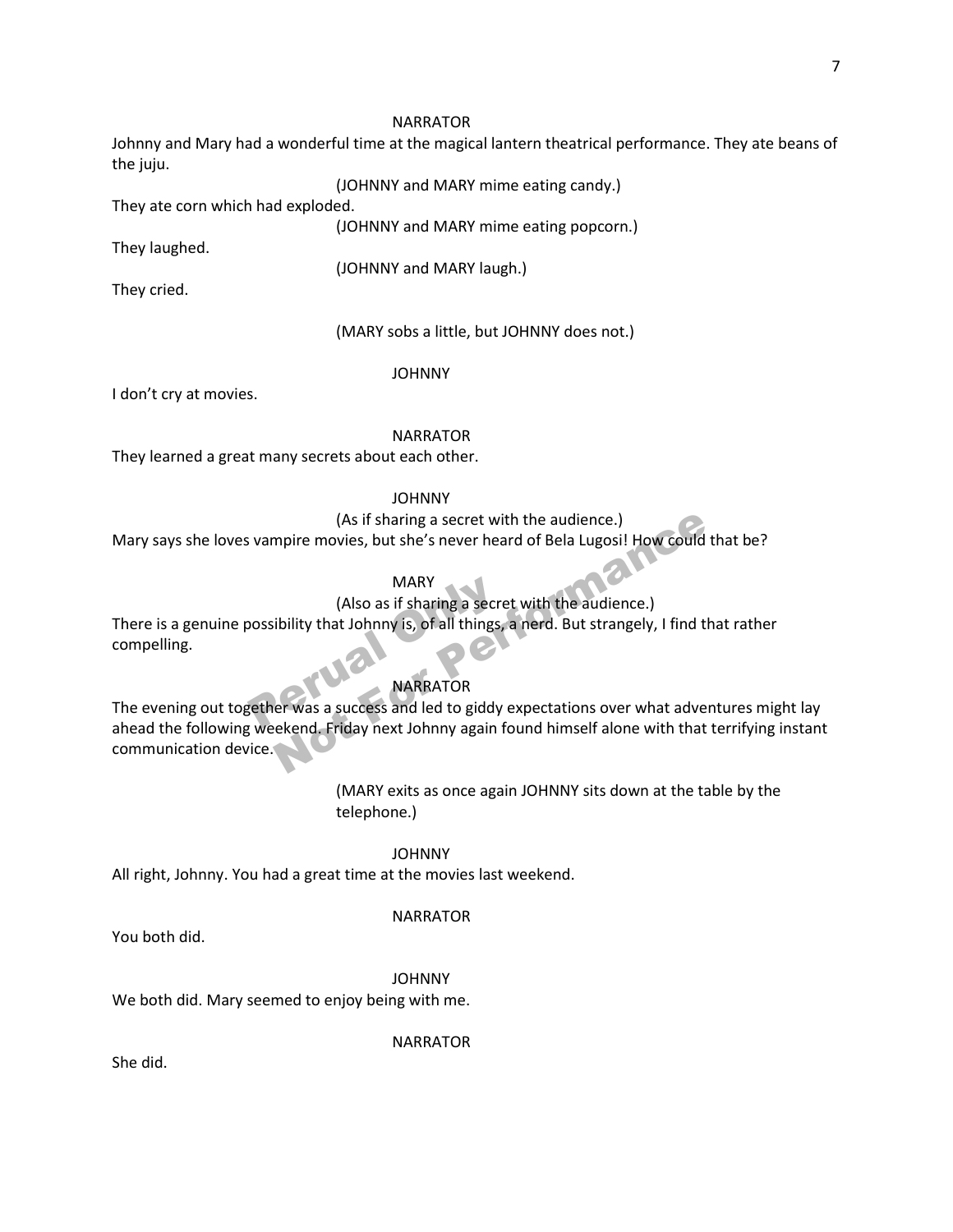NARRATOR

Johnny and Mary had a wonderful time at the magical lantern theatrical performance. They ate beans of the juju.

(JOHNNY and MARY mime eating candy.)

They ate corn which had exploded.

(JOHNNY and MARY mime eating popcorn.)

They laughed.

(JOHNNY and MARY laugh.)

They cried.

(MARY sobs a little, but JOHNNY does not.)

JOHNNY

I don't cry at movies.

NARRATOR

They learned a great many secrets about each other.

JOHNNY

(As if sharing a secret with the audience.)

Mary says she loves vampire movies, but she's never heard of Bela Lugosi! How could that be?

MARY

(Also as if sharing a secret with the audience.)

There is a genuine possibility that Johnny is, of all things, a nerd. But strangely, I find that rather compelling.

NARRATOR

The evening out together was a success and led to giddy expectations over what adventures might lay ahead the following weekend. Friday next Johnny again found himself alone with that terrifying instant communication device.

(MARY exits as once again JOHNNY sits down at the table by the telephone.)

JOHNNY

All right, Johnny. You had a great time at the movies last weekend.

NARRATOR

You both did.

JOHNNY

We both did. Mary seemed to enjoy being with me.

NARRATOR

She did.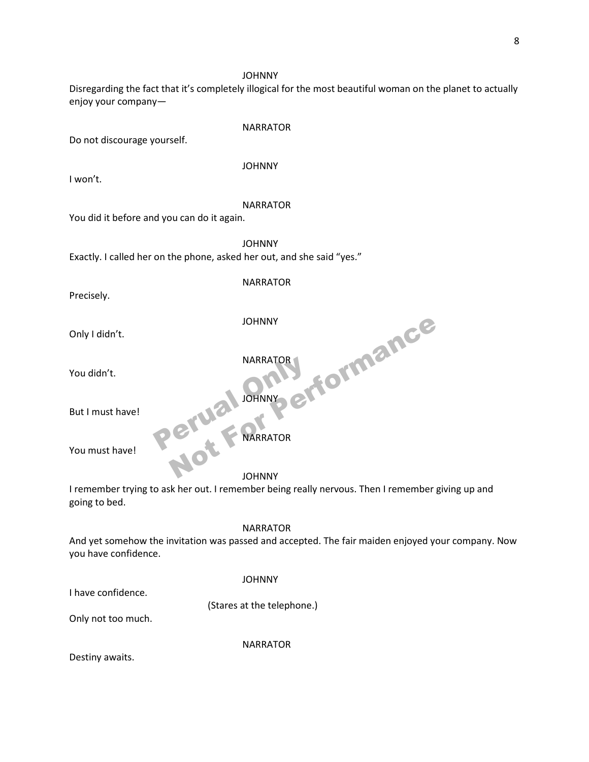JOHNNY

Disregarding the fact that it's completely illogical for the most beautiful woman on the planet to actually enjoy your company—

NARRATOR

Do not discourage yourself.

JOHNNY

I won't.

NARRATOR

You did it before and you can do it again.

JOHNNY

Exactly. I called her on the phone, asked her out, and she said "yes."

NARRATOR

Precisely.

JOHNNY

Only I didn't.

NARRATOR

You didn't.

JOHNNY

But I must have!

NARRATOR

You must have!

JOHNNY

I remember trying to ask her out. I remember being really nervous. Then I remember giving up and going to bed.

NARRATOR

And yet somehow the invitation was passed and accepted. The fair maiden enjoyed your company. Now you have confidence.

JOHNNY

I have confidence.

(Stares at the telephone.)

Only not too much.

NARRATOR

Destiny awaits.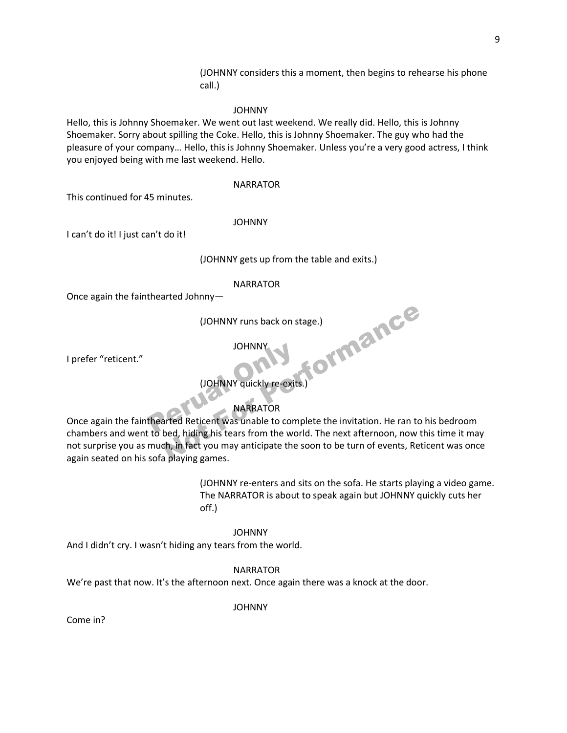(JOHNNY considers this a moment, then begins to rehearse his phone call.)

JOHNNY

Hello, this is Johnny Shoemaker. We went out last weekend. We really did. Hello, this is Johnny Shoemaker. Sorry about spilling the Coke. Hello, this is Johnny Shoemaker. The guy who had the pleasure of your company… Hello, this is Johnny Shoemaker. Unless you're a very good actress, I think you enjoyed being with me last weekend. Hello.

NARRATOR

This continued for 45 minutes.

JOHNNY

I can't do it! I just can't do it!

(JOHNNY gets up from the table and exits.)

NARRATOR

Once again the fainthearted Johnny—

(JOHNNY runs back on stage.)

JOHNNY

I prefer "reticent."

(JOHNNY quickly re-exits.)

NARRATOR

Once again the fainthearted Reticent was unable to complete the invitation. He ran to his bedroom chambers and went to bed, hiding his tears from the world. The next afternoon, now this time it may not surprise you as much, in fact you may anticipate the soon to be turn of events, Reticent was once again seated on his sofa playing games.

(JOHNNY re-enters and sits on the sofa. He starts playing a video game. The NARRATOR is about to speak again but JOHNNY quickly cuts her off.)

JOHNNY

And I didn't cry. I wasn't hiding any tears from the world.

NARRATOR

We're past that now. It's the afternoon next. Once again there was a knock at the door.

JOHNNY

Come in?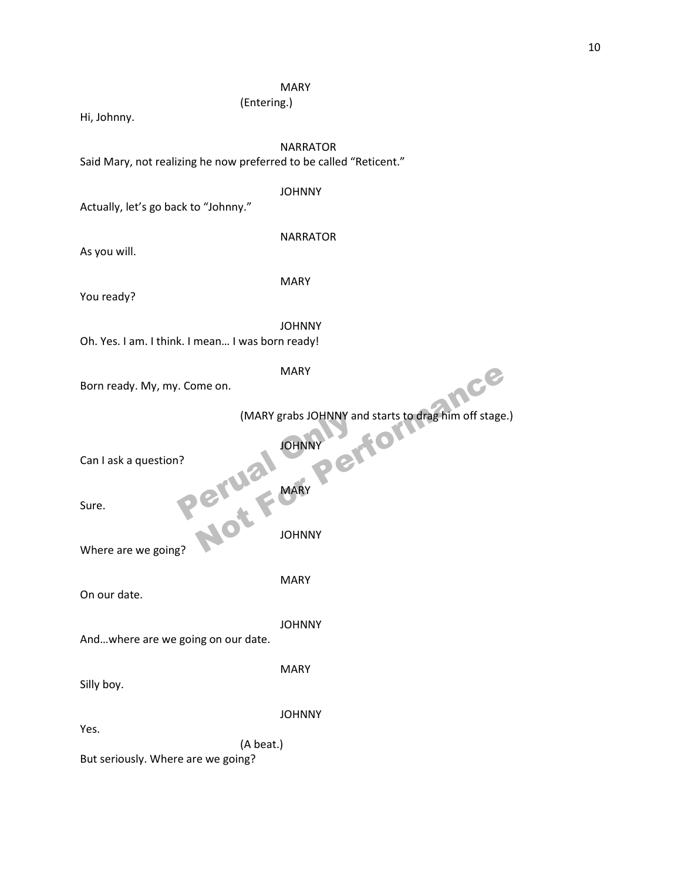MARY
(Entering.)

Hi, Johnny.

NARRATOR

Said Mary, not realizing he now preferred to be called "Reticent."

JOHNNY

Actually, let's go back to "Johnny."

NARRATOR

As you will.

MARY

You ready?

JOHNNY

Oh. Yes. I am. I think. I mean… I was born ready!

MARY

Born ready. My, my. Come on.

(MARY grabs JOHNNY and starts to drag him off stage.)

JOHNNY

Can I ask a question?

MARY

Sure.

JOHNNY

Where are we going?

MARY

On our date.

JOHNNY

And…where are we going on our date.

MARY

Silly boy.

JOHNNY

Yes.

(A beat.)

But seriously. Where are we going?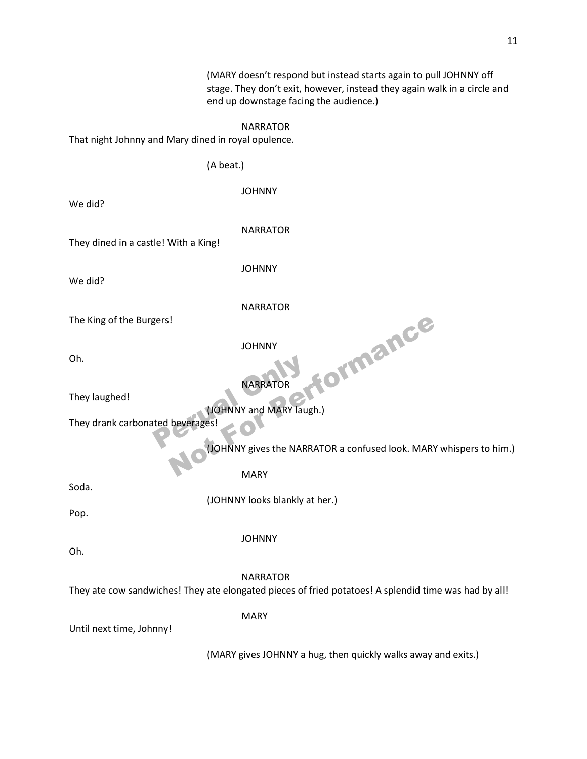(MARY doesn't respond but instead starts again to pull JOHNNY off stage. They don't exit, however, instead they again walk in a circle and end up downstage facing the audience.)

NARRATOR

That night Johnny and Mary dined in royal opulence.

(A beat.)

JOHNNY

We did?

NARRATOR

They dined in a castle! With a King!

JOHNNY

We did?

NARRATOR

The King of the Burgers!

JOHNNY

Oh.

NARRATOR

They laughed!

(JOHNNY and MARY laugh.)

They drank carbonated beverages!

(JOHNNY gives the NARRATOR a confused look. MARY whispers to him.)

MARY

Soda.

(JOHNNY looks blankly at her.)

Pop.

JOHNNY

Oh.

NARRATOR

They ate cow sandwiches! They ate elongated pieces of fried potatoes! A splendid time was had by all!

MARY

Until next time, Johnny!

(MARY gives JOHNNY a hug, then quickly walks away and exits.)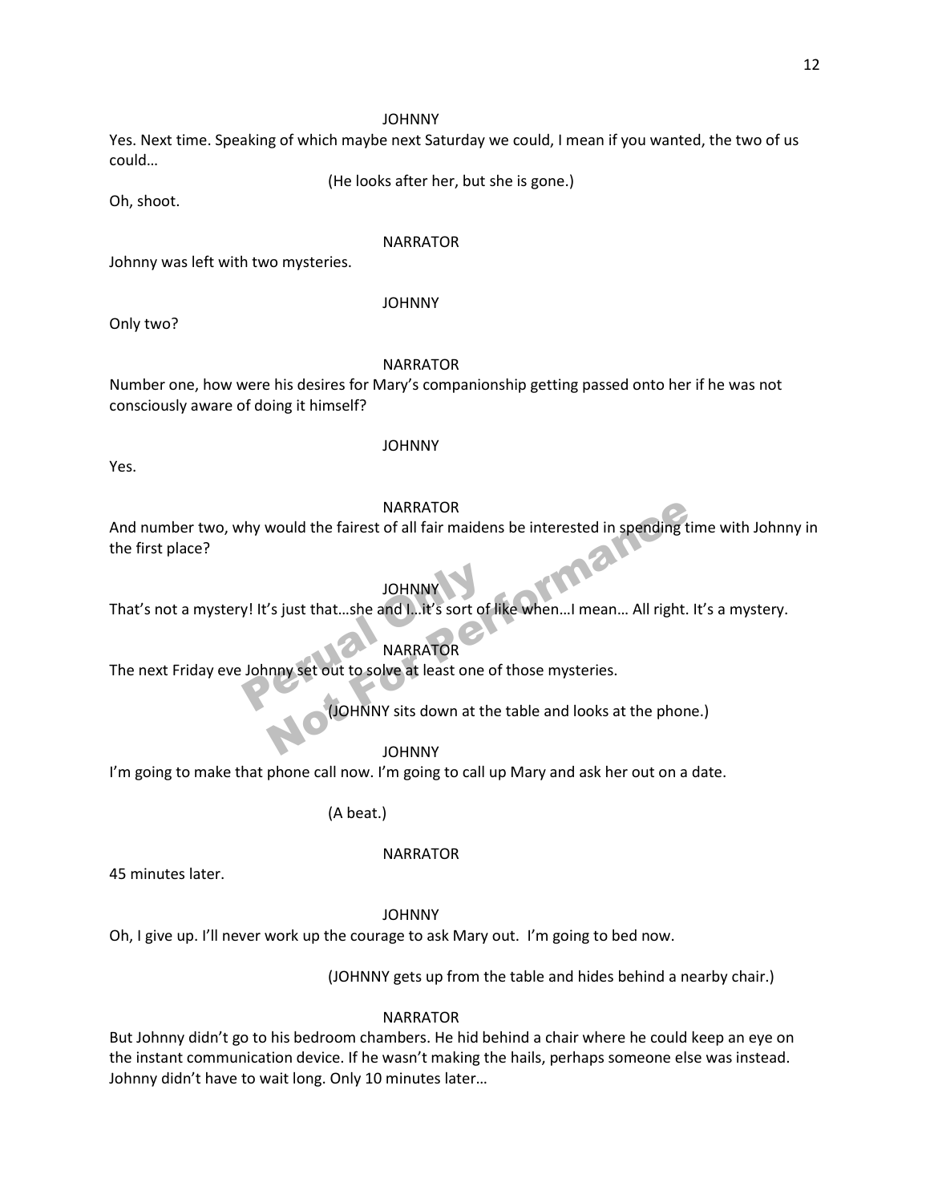JOHNNY

Yes. Next time. Speaking of which maybe next Saturday we could, I mean if you wanted, the two of us could…

(He looks after her, but she is gone.)

Oh, shoot.

NARRATOR

Johnny was left with two mysteries.

JOHNNY

Only two?

NARRATOR

Number one, how were his desires for Mary's companionship getting passed onto her if he was not consciously aware of doing it himself?

JOHNNY

Yes.

NARRATOR

And number two, why would the fairest of all fair maidens be interested in spending time with Johnny in the first place?

JOHNNY

That's not a mystery! It's just that…she and I…it's sort of like when…I mean… All right. It's a mystery.

NARRATOR

The next Friday eve Johnny set out to solve at least one of those mysteries.

(JOHNNY sits down at the table and looks at the phone.)

JOHNNY

I'm going to make that phone call now. I'm going to call up Mary and ask her out on a date.

(A beat.)

NARRATOR

45 minutes later.

JOHNNY

Oh, I give up. I'll never work up the courage to ask Mary out. I'm going to bed now.

(JOHNNY gets up from the table and hides behind a nearby chair.)

NARRATOR

But Johnny didn't go to his bedroom chambers. He hid behind a chair where he could keep an eye on the instant communication device. If he wasn't making the hails, perhaps someone else was instead. Johnny didn't have to wait long. Only 10 minutes later…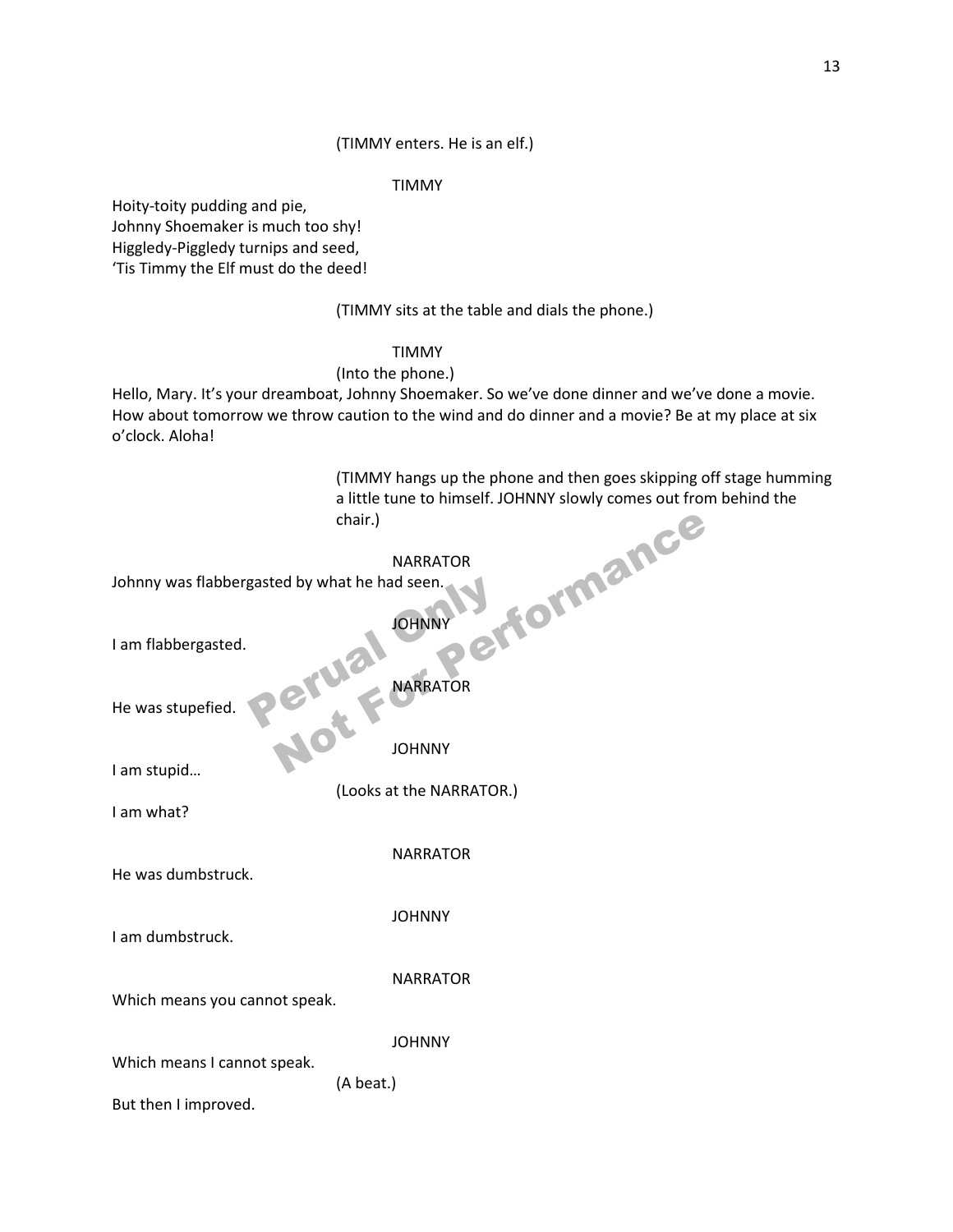(TIMMY enters. He is an elf.)

TIMMY

Hoity-toity pudding and pie,
Johnny Shoemaker is much too shy!
Higgledy-Piggledy turnips and seed,
'Tis Timmy the Elf must do the deed!

(TIMMY sits at the table and dials the phone.)

TIMMY

(Into the phone.)

Hello, Mary. It's your dreamboat, Johnny Shoemaker. So we've done dinner and we've done a movie. How about tomorrow we throw caution to the wind and do dinner and a movie? Be at my place at six o'clock. Aloha!

(TIMMY hangs up the phone and then goes skipping off stage humming a little tune to himself. JOHNNY slowly comes out from behind the chair.)

NARRATOR

Johnny was flabbergasted by what he had seen.

JOHNNY

I am flabbergasted.

NARRATOR

He was stupefied.

JOHNNY

I am stupid…

(Looks at the NARRATOR.)

I am what?

NARRATOR

He was dumbstruck.

JOHNNY

I am dumbstruck.

NARRATOR

Which means you cannot speak.

JOHNNY

Which means I cannot speak.

(A beat.)

But then I improved.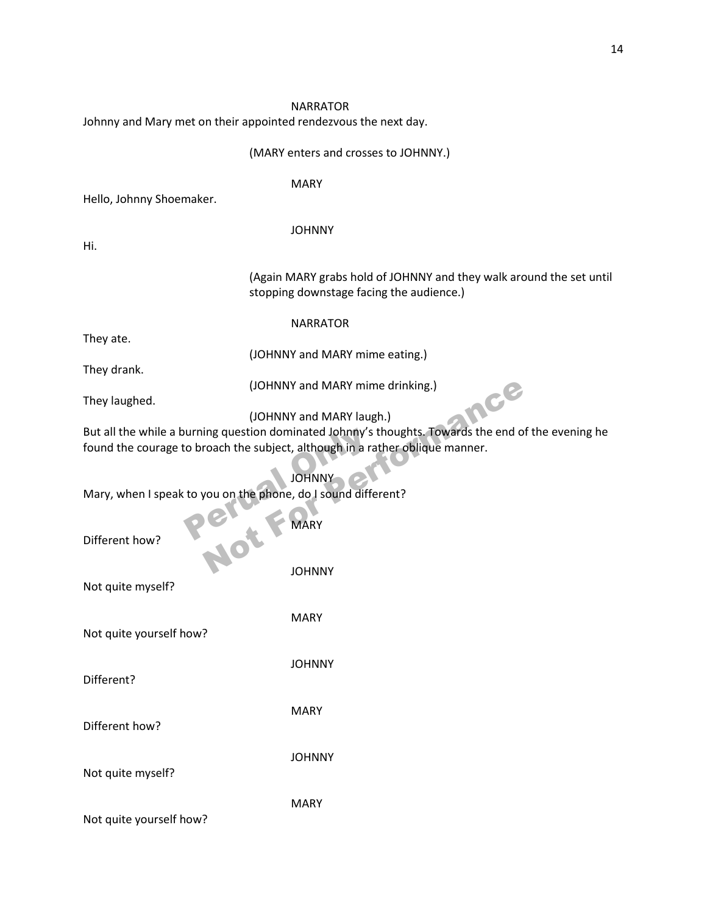NARRATOR

Johnny and Mary met on their appointed rendezvous the next day.

(MARY enters and crosses to JOHNNY.)

MARY

Hello, Johnny Shoemaker.

JOHNNY

Hi.

(Again MARY grabs hold of JOHNNY and they walk around the set until stopping downstage facing the audience.)

NARRATOR

They ate.

(JOHNNY and MARY mime eating.)

They drank.

(JOHNNY and MARY mime drinking.)

They laughed.

(JOHNNY and MARY laugh.)

But all the while a burning question dominated Johnny's thoughts. Towards the end of the evening he found the courage to broach the subject, although in a rather oblique manner.

JOHNNY

Mary, when I speak to you on the phone, do I sound different?

MARY

Different how?

JOHNNY

Not quite myself?

MARY

Not quite yourself how?

JOHNNY

Different?

MARY

Different how?

JOHNNY

Not quite myself?

MARY

Not quite yourself how?